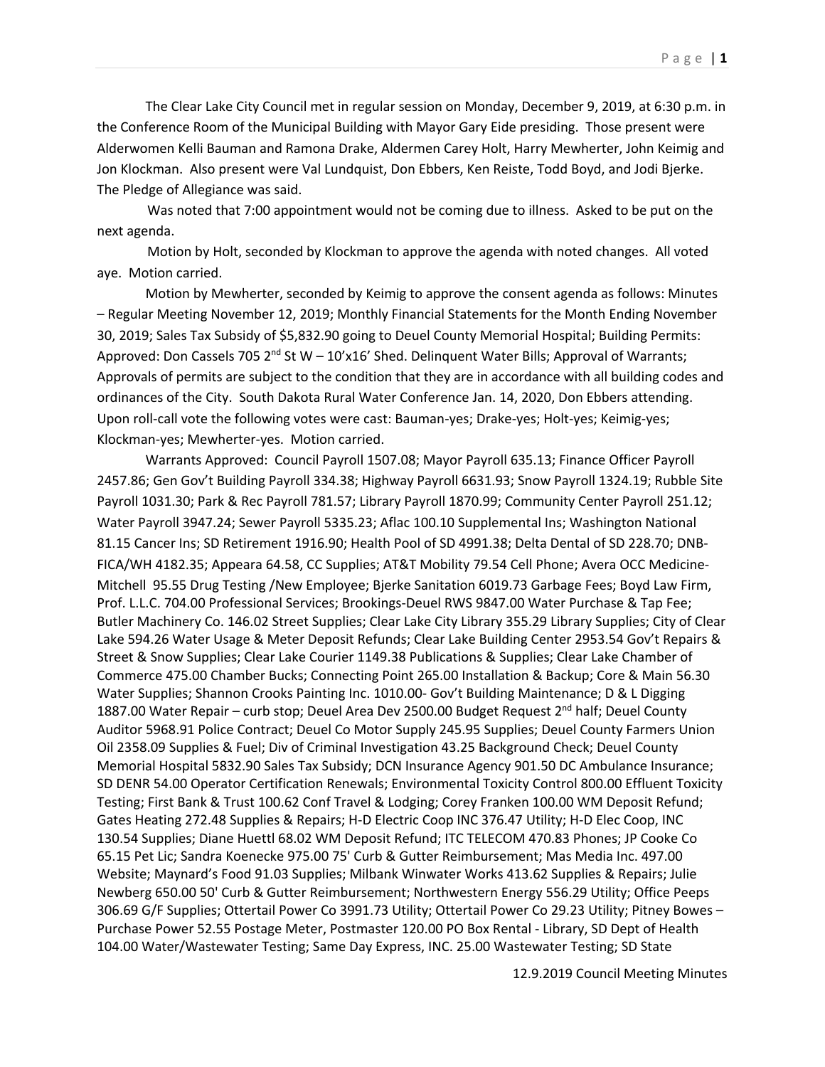The Clear Lake City Council met in regular session on Monday, December 9, 2019, at 6:30 p.m. in the Conference Room of the Municipal Building with Mayor Gary Eide presiding. Those present were Alderwomen Kelli Bauman and Ramona Drake, Aldermen Carey Holt, Harry Mewherter, John Keimig and Jon Klockman. Also present were Val Lundquist, Don Ebbers, Ken Reiste, Todd Boyd, and Jodi Bjerke. The Pledge of Allegiance was said.

Was noted that 7:00 appointment would not be coming due to illness. Asked to be put on the next agenda.

Motion by Holt, seconded by Klockman to approve the agenda with noted changes. All voted aye. Motion carried.

Motion by Mewherter, seconded by Keimig to approve the consent agenda as follows: Minutes – Regular Meeting November 12, 2019; Monthly Financial Statements for the Month Ending November 30, 2019; Sales Tax Subsidy of $5,832.90 going to Deuel County Memorial Hospital; Building Permits: Approved: Don Cassels 705 2nd St W – 10'x16' Shed. Delinquent Water Bills; Approval of Warrants; Approvals of permits are subject to the condition that they are in accordance with all building codes and ordinances of the City. South Dakota Rural Water Conference Jan. 14, 2020, Don Ebbers attending. Upon roll-call vote the following votes were cast: Bauman-yes; Drake-yes; Holt-yes; Keimig-yes; Klockman-yes; Mewherter-yes. Motion carried.

Warrants Approved: Council Payroll 1507.08; Mayor Payroll 635.13; Finance Officer Payroll 2457.86; Gen Gov't Building Payroll 334.38; Highway Payroll 6631.93; Snow Payroll 1324.19; Rubble Site Payroll 1031.30; Park & Rec Payroll 781.57; Library Payroll 1870.99; Community Center Payroll 251.12; Water Payroll 3947.24; Sewer Payroll 5335.23; Aflac 100.10 Supplemental Ins; Washington National 81.15 Cancer Ins; SD Retirement 1916.90; Health Pool of SD 4991.38; Delta Dental of SD 228.70; DNB-FICA/WH 4182.35; Appeara 64.58, CC Supplies; AT&T Mobility 79.54 Cell Phone; Avera OCC Medicine-Mitchell 95.55 Drug Testing /New Employee; Bjerke Sanitation 6019.73 Garbage Fees; Boyd Law Firm, Prof. L.L.C. 704.00 Professional Services; Brookings-Deuel RWS 9847.00 Water Purchase & Tap Fee; Butler Machinery Co. 146.02 Street Supplies; Clear Lake City Library 355.29 Library Supplies; City of Clear Lake 594.26 Water Usage & Meter Deposit Refunds; Clear Lake Building Center 2953.54 Gov't Repairs & Street & Snow Supplies; Clear Lake Courier 1149.38 Publications & Supplies; Clear Lake Chamber of Commerce 475.00 Chamber Bucks; Connecting Point 265.00 Installation & Backup; Core & Main 56.30 Water Supplies; Shannon Crooks Painting Inc. 1010.00- Gov't Building Maintenance; D & L Digging 1887.00 Water Repair – curb stop; Deuel Area Dev 2500.00 Budget Request 2nd half; Deuel County Auditor 5968.91 Police Contract; Deuel Co Motor Supply 245.95 Supplies; Deuel County Farmers Union Oil 2358.09 Supplies & Fuel; Div of Criminal Investigation 43.25 Background Check; Deuel County Memorial Hospital 5832.90 Sales Tax Subsidy; DCN Insurance Agency 901.50 DC Ambulance Insurance; SD DENR 54.00 Operator Certification Renewals; Environmental Toxicity Control 800.00 Effluent Toxicity Testing; First Bank & Trust 100.62 Conf Travel & Lodging; Corey Franken 100.00 WM Deposit Refund; Gates Heating 272.48 Supplies & Repairs; H-D Electric Coop INC 376.47 Utility; H-D Elec Coop, INC 130.54 Supplies; Diane Huettl 68.02 WM Deposit Refund; ITC TELECOM 470.83 Phones; JP Cooke Co 65.15 Pet Lic; Sandra Koenecke 975.00 75' Curb & Gutter Reimbursement; Mas Media Inc. 497.00 Website; Maynard's Food 91.03 Supplies; Milbank Winwater Works 413.62 Supplies & Repairs; Julie Newberg 650.00 50' Curb & Gutter Reimbursement; Northwestern Energy 556.29 Utility; Office Peeps 306.69 G/F Supplies; Ottertail Power Co 3991.73 Utility; Ottertail Power Co 29.23 Utility; Pitney Bowes – Purchase Power 52.55 Postage Meter, Postmaster 120.00 PO Box Rental - Library, SD Dept of Health 104.00 Water/Wastewater Testing; Same Day Express, INC. 25.00 Wastewater Testing; SD State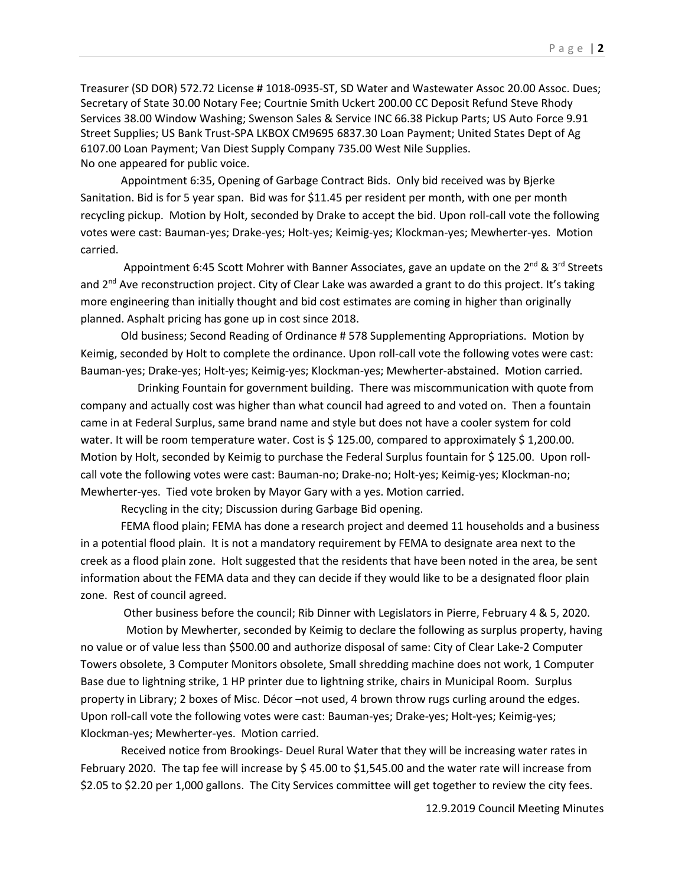Treasurer (SD DOR) 572.72 License # 1018-0935-ST, SD Water and Wastewater Assoc 20.00 Assoc. Dues; Secretary of State 30.00 Notary Fee; Courtnie Smith Uckert 200.00 CC Deposit Refund Steve Rhody Services 38.00 Window Washing; Swenson Sales & Service INC 66.38 Pickup Parts; US Auto Force 9.91 Street Supplies; US Bank Trust-SPA LKBOX CM9695 6837.30 Loan Payment; United States Dept of Ag 6107.00 Loan Payment; Van Diest Supply Company 735.00 West Nile Supplies.

No one appeared for public voice.

Appointment 6:35, Opening of Garbage Contract Bids. Only bid received was by Bjerke Sanitation. Bid is for 5 year span. Bid was for $11.45 per resident per month, with one per month recycling pickup. Motion by Holt, seconded by Drake to accept the bid. Upon roll-call vote the following votes were cast: Bauman-yes; Drake-yes; Holt-yes; Keimig-yes; Klockman-yes; Mewherter-yes. Motion carried.

Appointment 6:45 Scott Mohrer with Banner Associates, gave an update on the 2nd & 3rd Streets and 2nd Ave reconstruction project. City of Clear Lake was awarded a grant to do this project. It's taking more engineering than initially thought and bid cost estimates are coming in higher than originally planned. Asphalt pricing has gone up in cost since 2018.

Old business; Second Reading of Ordinance # 578 Supplementing Appropriations. Motion by Keimig, seconded by Holt to complete the ordinance. Upon roll-call vote the following votes were cast: Bauman-yes; Drake-yes; Holt-yes; Keimig-yes; Klockman-yes; Mewherter-abstained. Motion carried.

Drinking Fountain for government building. There was miscommunication with quote from company and actually cost was higher than what council had agreed to and voted on. Then a fountain came in at Federal Surplus, same brand name and style but does not have a cooler system for cold water. It will be room temperature water. Cost is $ 125.00, compared to approximately $ 1,200.00. Motion by Holt, seconded by Keimig to purchase the Federal Surplus fountain for $ 125.00. Upon roll-call vote the following votes were cast: Bauman-no; Drake-no; Holt-yes; Keimig-yes; Klockman-no; Mewherter-yes. Tied vote broken by Mayor Gary with a yes. Motion carried.

Recycling in the city; Discussion during Garbage Bid opening.

FEMA flood plain; FEMA has done a research project and deemed 11 households and a business in a potential flood plain. It is not a mandatory requirement by FEMA to designate area next to the creek as a flood plain zone. Holt suggested that the residents that have been noted in the area, be sent information about the FEMA data and they can decide if they would like to be a designated floor plain zone. Rest of council agreed.

Other business before the council; Rib Dinner with Legislators in Pierre, February 4 & 5, 2020.

Motion by Mewherter, seconded by Keimig to declare the following as surplus property, having no value or of value less than $500.00 and authorize disposal of same: City of Clear Lake-2 Computer Towers obsolete, 3 Computer Monitors obsolete, Small shredding machine does not work, 1 Computer Base due to lightning strike, 1 HP printer due to lightning strike, chairs in Municipal Room. Surplus property in Library; 2 boxes of Misc. Décor –not used, 4 brown throw rugs curling around the edges. Upon roll-call vote the following votes were cast: Bauman-yes; Drake-yes; Holt-yes; Keimig-yes; Klockman-yes; Mewherter-yes. Motion carried.

Received notice from Brookings- Deuel Rural Water that they will be increasing water rates in February 2020. The tap fee will increase by $ 45.00 to $1,545.00 and the water rate will increase from $2.05 to $2.20 per 1,000 gallons. The City Services committee will get together to review the city fees.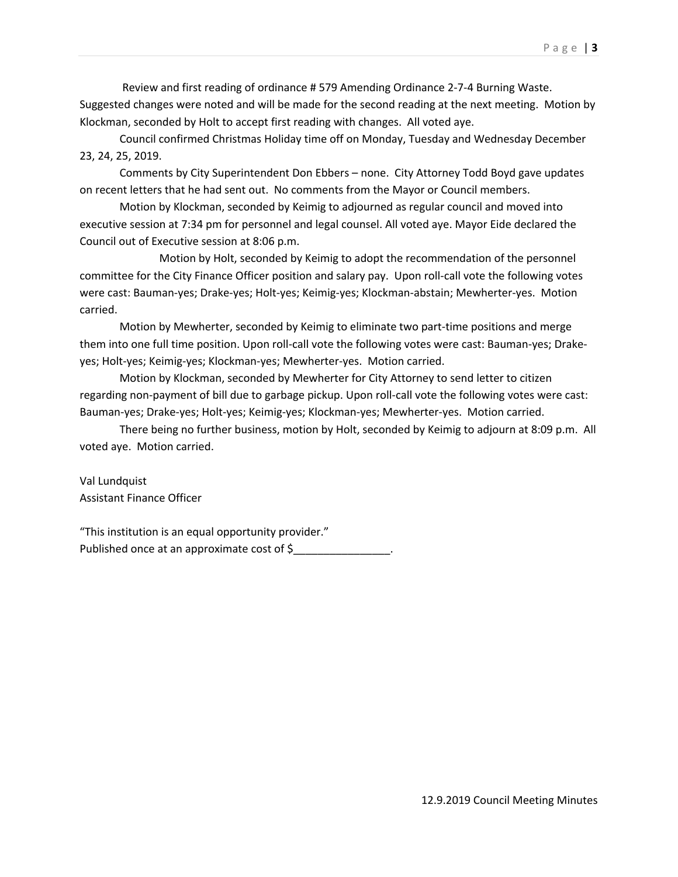Review and first reading of ordinance # 579 Amending Ordinance 2-7-4 Burning Waste. Suggested changes were noted and will be made for the second reading at the next meeting. Motion by Klockman, seconded by Holt to accept first reading with changes. All voted aye.

Council confirmed Christmas Holiday time off on Monday, Tuesday and Wednesday December 23, 24, 25, 2019.

Comments by City Superintendent Don Ebbers – none. City Attorney Todd Boyd gave updates on recent letters that he had sent out. No comments from the Mayor or Council members.

Motion by Klockman, seconded by Keimig to adjourned as regular council and moved into executive session at 7:34 pm for personnel and legal counsel. All voted aye. Mayor Eide declared the Council out of Executive session at 8:06 p.m.

Motion by Holt, seconded by Keimig to adopt the recommendation of the personnel committee for the City Finance Officer position and salary pay. Upon roll-call vote the following votes were cast: Bauman-yes; Drake-yes; Holt-yes; Keimig-yes; Klockman-abstain; Mewherter-yes. Motion carried.

Motion by Mewherter, seconded by Keimig to eliminate two part-time positions and merge them into one full time position. Upon roll-call vote the following votes were cast: Bauman-yes; Drake-yes; Holt-yes; Keimig-yes; Klockman-yes; Mewherter-yes. Motion carried.

Motion by Klockman, seconded by Mewherter for City Attorney to send letter to citizen regarding non-payment of bill due to garbage pickup. Upon roll-call vote the following votes were cast: Bauman-yes; Drake-yes; Holt-yes; Keimig-yes; Klockman-yes; Mewherter-yes. Motion carried.

There being no further business, motion by Holt, seconded by Keimig to adjourn at 8:09 p.m. All voted aye. Motion carried.

Val Lundquist
Assistant Finance Officer

"This institution is an equal opportunity provider."
Published once at an approximate cost of $________________.